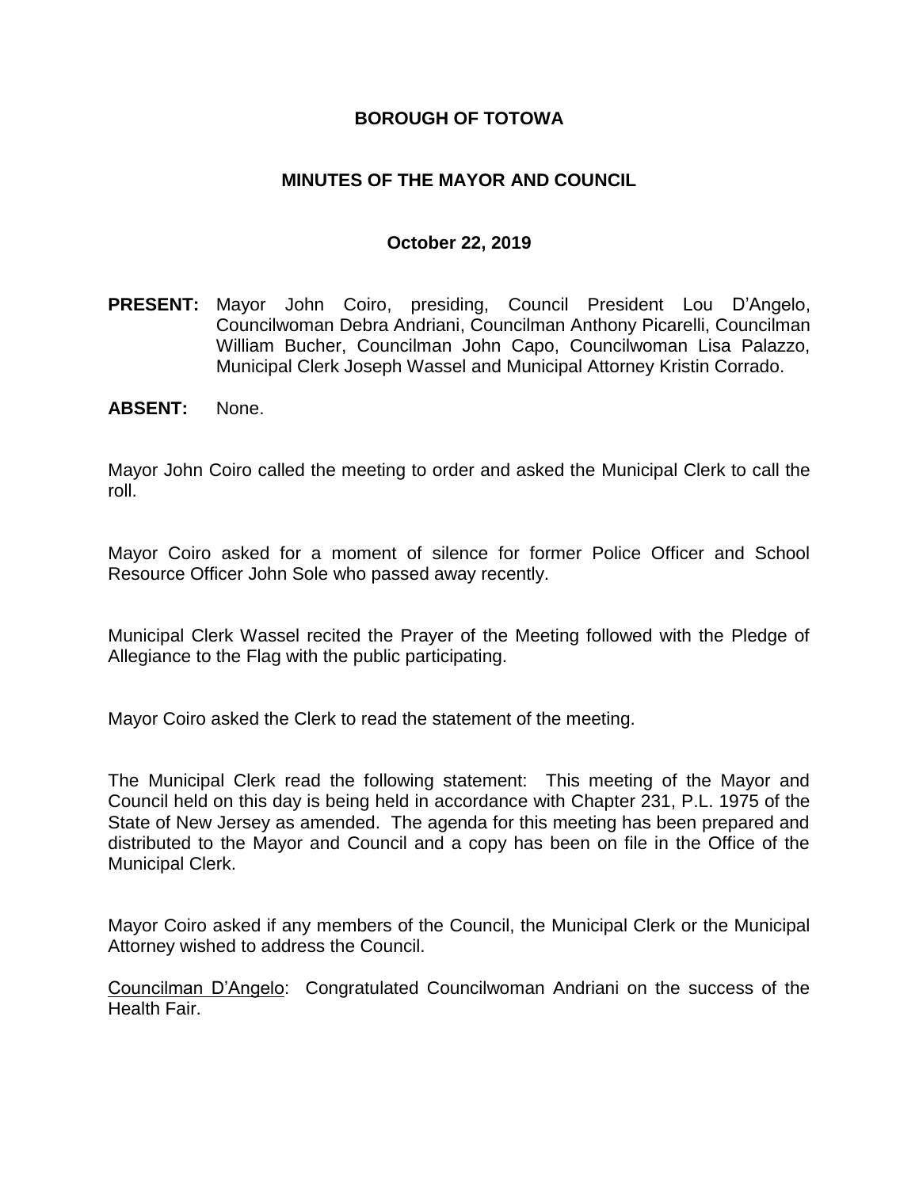# BOROUGH OF TOTOWA

## MINUTES OF THE MAYOR AND COUNCIL

### October 22, 2019

**PRESENT:** Mayor John Coiro, presiding, Council President Lou D'Angelo, Councilwoman Debra Andriani, Councilman Anthony Picarelli, Councilman William Bucher, Councilman John Capo, Councilwoman Lisa Palazzo, Municipal Clerk Joseph Wassel and Municipal Attorney Kristin Corrado.

**ABSENT:** None.

Mayor John Coiro called the meeting to order and asked the Municipal Clerk to call the roll.

Mayor Coiro asked for a moment of silence for former Police Officer and School Resource Officer John Sole who passed away recently.

Municipal Clerk Wassel recited the Prayer of the Meeting followed with the Pledge of Allegiance to the Flag with the public participating.

Mayor Coiro asked the Clerk to read the statement of the meeting.

The Municipal Clerk read the following statement: This meeting of the Mayor and Council held on this day is being held in accordance with Chapter 231, P.L. 1975 of the State of New Jersey as amended. The agenda for this meeting has been prepared and distributed to the Mayor and Council and a copy has been on file in the Office of the Municipal Clerk.

Mayor Coiro asked if any members of the Council, the Municipal Clerk or the Municipal Attorney wished to address the Council.

Councilman D'Angelo: Congratulated Councilwoman Andriani on the success of the Health Fair.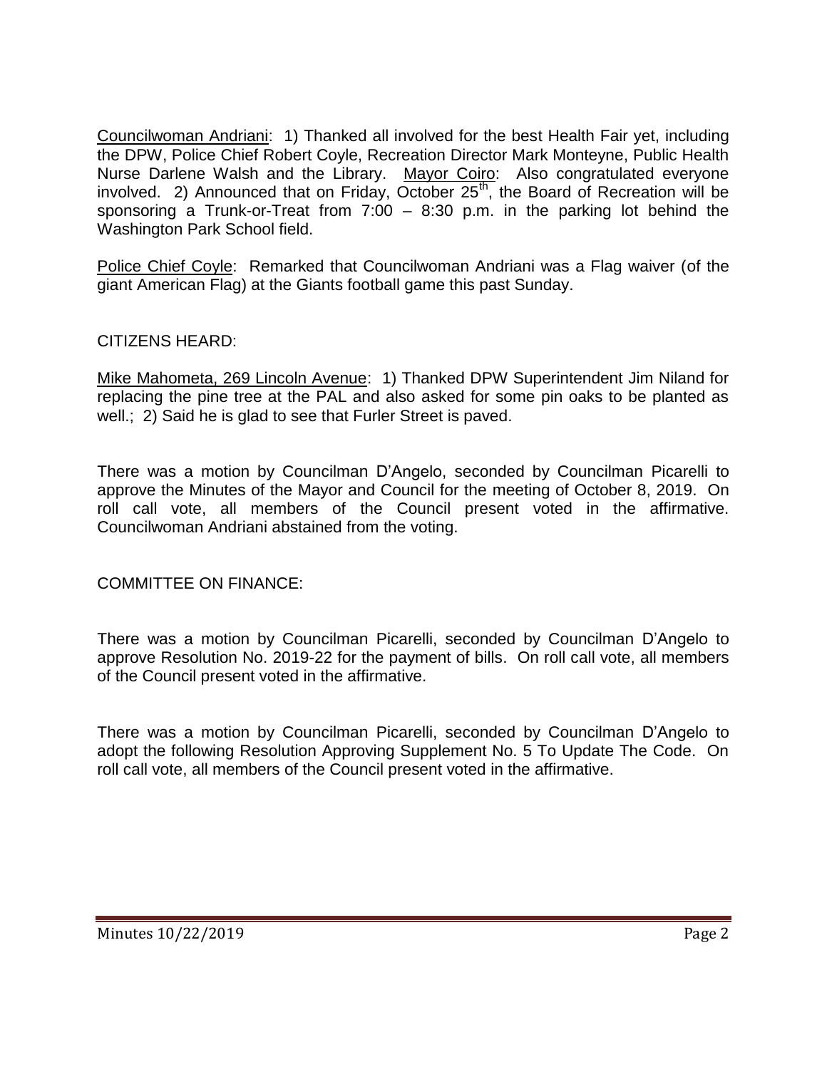Councilwoman Andriani: 1) Thanked all involved for the best Health Fair yet, including the DPW, Police Chief Robert Coyle, Recreation Director Mark Monteyne, Public Health Nurse Darlene Walsh and the Library. Mayor Coiro: Also congratulated everyone involved. 2) Announced that on Friday, October 25th, the Board of Recreation will be sponsoring a Trunk-or-Treat from 7:00 – 8:30 p.m. in the parking lot behind the Washington Park School field.

Police Chief Coyle: Remarked that Councilwoman Andriani was a Flag waiver (of the giant American Flag) at the Giants football game this past Sunday.

CITIZENS HEARD:

Mike Mahometa, 269 Lincoln Avenue: 1) Thanked DPW Superintendent Jim Niland for replacing the pine tree at the PAL and also asked for some pin oaks to be planted as well.; 2) Said he is glad to see that Furler Street is paved.

There was a motion by Councilman D'Angelo, seconded by Councilman Picarelli to approve the Minutes of the Mayor and Council for the meeting of October 8, 2019. On roll call vote, all members of the Council present voted in the affirmative. Councilwoman Andriani abstained from the voting.

COMMITTEE ON FINANCE:

There was a motion by Councilman Picarelli, seconded by Councilman D'Angelo to approve Resolution No. 2019-22 for the payment of bills. On roll call vote, all members of the Council present voted in the affirmative.

There was a motion by Councilman Picarelli, seconded by Councilman D'Angelo to adopt the following Resolution Approving Supplement No. 5 To Update The Code. On roll call vote, all members of the Council present voted in the affirmative.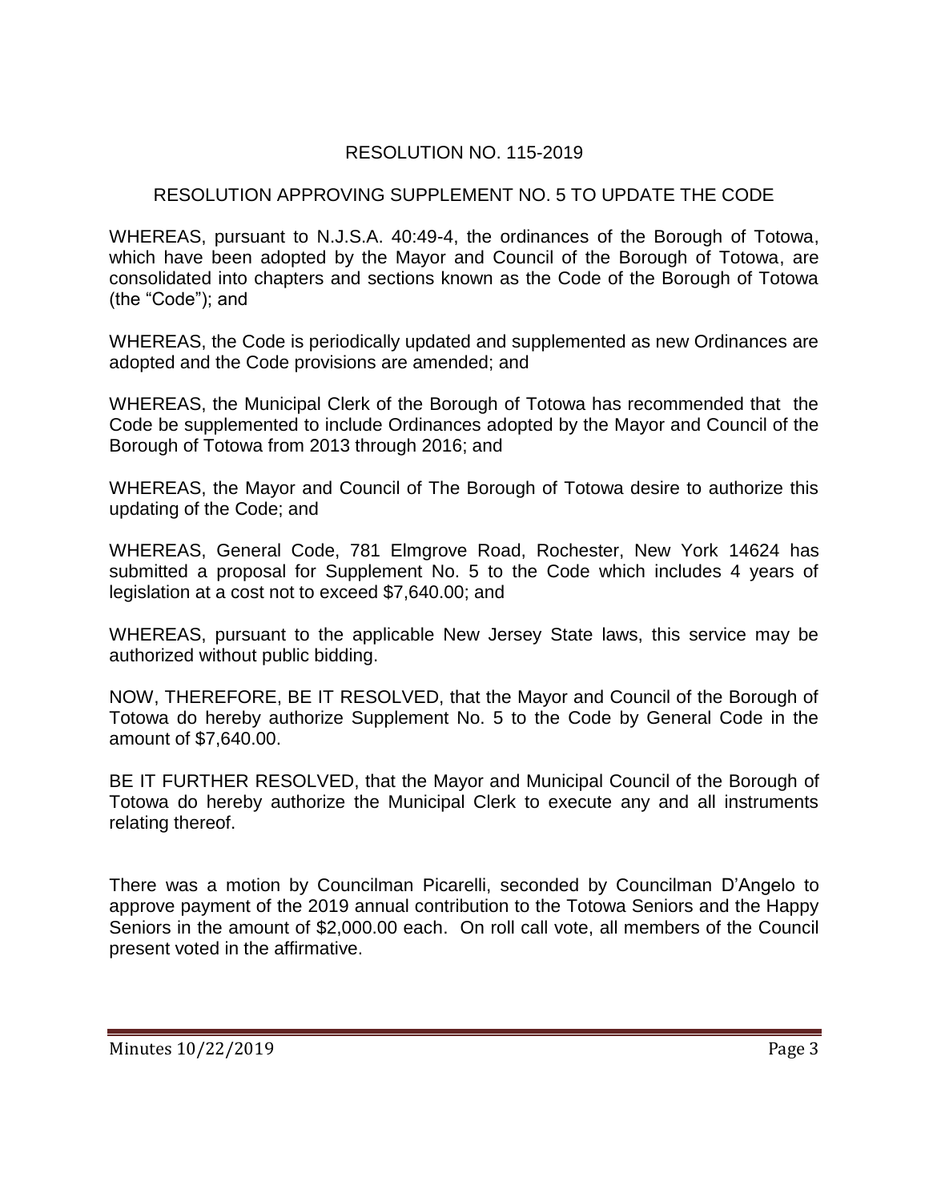RESOLUTION NO. 115-2019

RESOLUTION APPROVING SUPPLEMENT NO. 5 TO UPDATE THE CODE

WHEREAS, pursuant to N.J.S.A. 40:49-4, the ordinances of the Borough of Totowa, which have been adopted by the Mayor and Council of the Borough of Totowa, are consolidated into chapters and sections known as the Code of the Borough of Totowa (the "Code"); and

WHEREAS, the Code is periodically updated and supplemented as new Ordinances are adopted and the Code provisions are amended; and

WHEREAS, the Municipal Clerk of the Borough of Totowa has recommended that the Code be supplemented to include Ordinances adopted by the Mayor and Council of the Borough of Totowa from 2013 through 2016; and

WHEREAS, the Mayor and Council of The Borough of Totowa desire to authorize this updating of the Code; and

WHEREAS, General Code, 781 Elmgrove Road, Rochester, New York 14624 has submitted a proposal for Supplement No. 5 to the Code which includes 4 years of legislation at a cost not to exceed $7,640.00; and

WHEREAS, pursuant to the applicable New Jersey State laws, this service may be authorized without public bidding.

NOW, THEREFORE, BE IT RESOLVED, that the Mayor and Council of the Borough of Totowa do hereby authorize Supplement No. 5 to the Code by General Code in the amount of $7,640.00.

BE IT FURTHER RESOLVED, that the Mayor and Municipal Council of the Borough of Totowa do hereby authorize the Municipal Clerk to execute any and all instruments relating thereof.

There was a motion by Councilman Picarelli, seconded by Councilman D'Angelo to approve payment of the 2019 annual contribution to the Totowa Seniors and the Happy Seniors in the amount of $2,000.00 each. On roll call vote, all members of the Council present voted in the affirmative.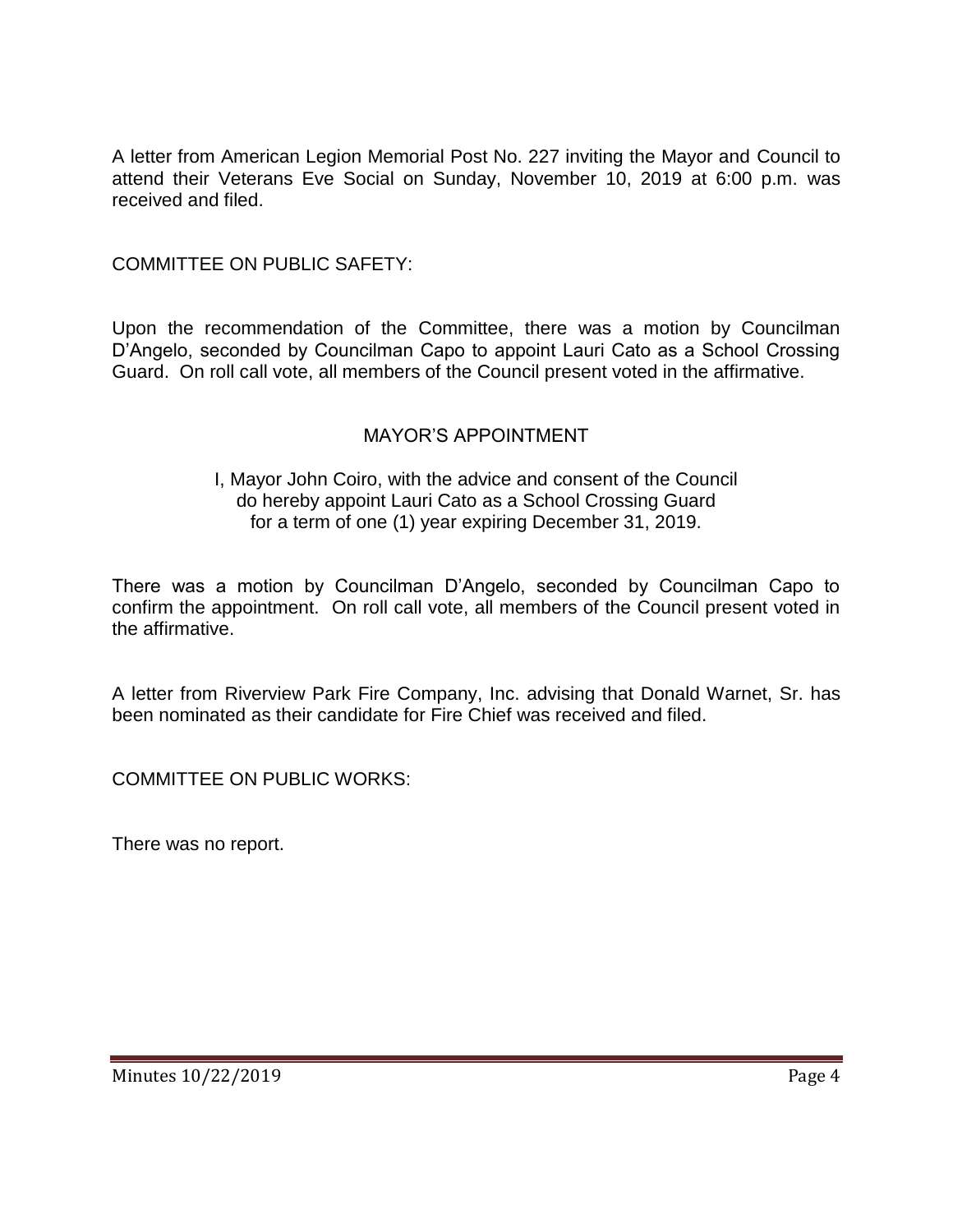A letter from American Legion Memorial Post No. 227 inviting the Mayor and Council to attend their Veterans Eve Social on Sunday, November 10, 2019 at 6:00 p.m. was received and filed.

COMMITTEE ON PUBLIC SAFETY:

Upon the recommendation of the Committee, there was a motion by Councilman D'Angelo, seconded by Councilman Capo to appoint Lauri Cato as a School Crossing Guard. On roll call vote, all members of the Council present voted in the affirmative.

MAYOR'S APPOINTMENT

I, Mayor John Coiro, with the advice and consent of the Council do hereby appoint Lauri Cato as a School Crossing Guard for a term of one (1) year expiring December 31, 2019.

There was a motion by Councilman D'Angelo, seconded by Councilman Capo to confirm the appointment. On roll call vote, all members of the Council present voted in the affirmative.

A letter from Riverview Park Fire Company, Inc. advising that Donald Warnet, Sr. has been nominated as their candidate for Fire Chief was received and filed.

COMMITTEE ON PUBLIC WORKS:

There was no report.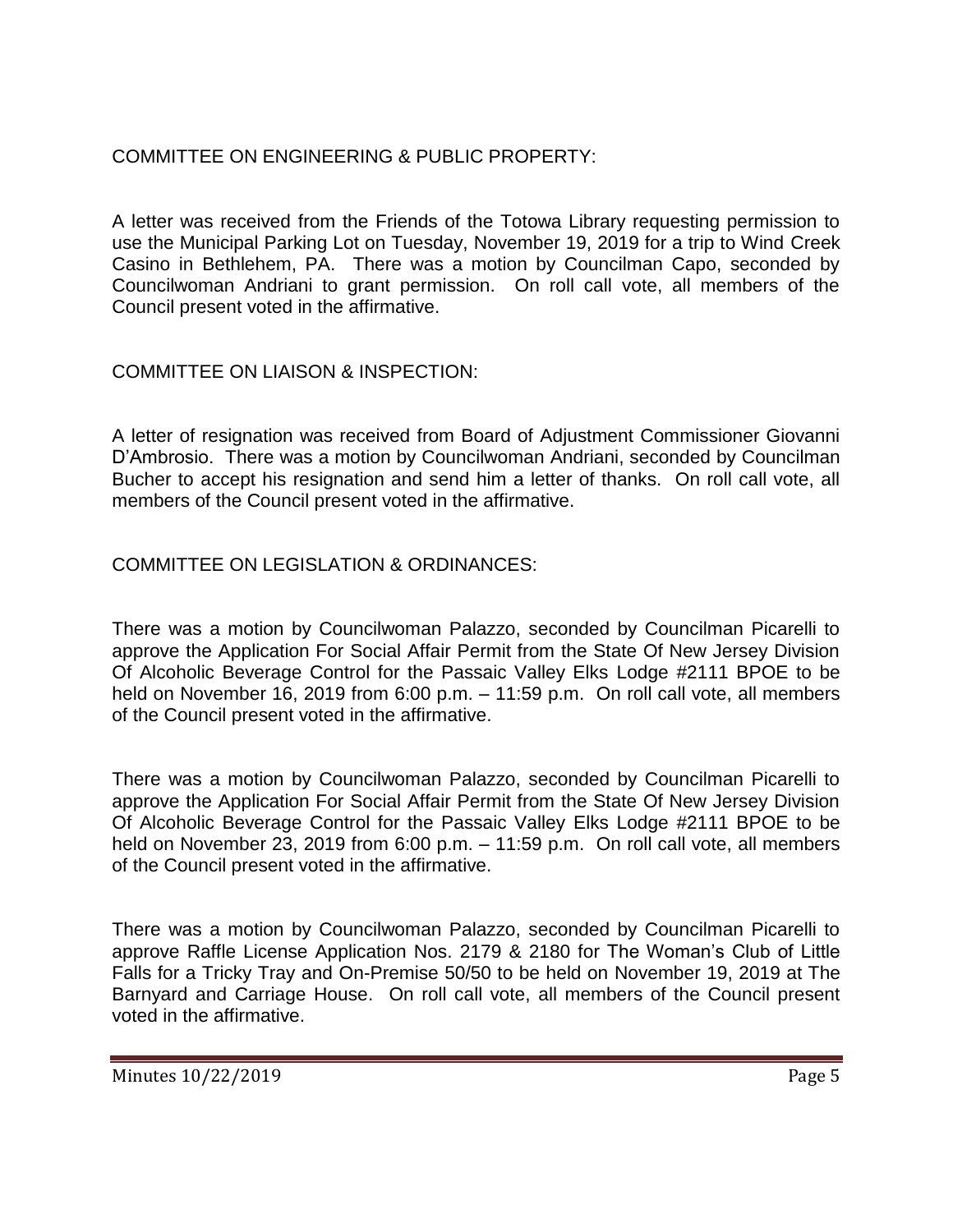COMMITTEE ON ENGINEERING & PUBLIC PROPERTY:

A letter was received from the Friends of the Totowa Library requesting permission to use the Municipal Parking Lot on Tuesday, November 19, 2019 for a trip to Wind Creek Casino in Bethlehem, PA. There was a motion by Councilman Capo, seconded by Councilwoman Andriani to grant permission. On roll call vote, all members of the Council present voted in the affirmative.

COMMITTEE ON LIAISON & INSPECTION:

A letter of resignation was received from Board of Adjustment Commissioner Giovanni D'Ambrosio. There was a motion by Councilwoman Andriani, seconded by Councilman Bucher to accept his resignation and send him a letter of thanks. On roll call vote, all members of the Council present voted in the affirmative.

COMMITTEE ON LEGISLATION & ORDINANCES:

There was a motion by Councilwoman Palazzo, seconded by Councilman Picarelli to approve the Application For Social Affair Permit from the State Of New Jersey Division Of Alcoholic Beverage Control for the Passaic Valley Elks Lodge #2111 BPOE to be held on November 16, 2019 from 6:00 p.m. – 11:59 p.m. On roll call vote, all members of the Council present voted in the affirmative.

There was a motion by Councilwoman Palazzo, seconded by Councilman Picarelli to approve the Application For Social Affair Permit from the State Of New Jersey Division Of Alcoholic Beverage Control for the Passaic Valley Elks Lodge #2111 BPOE to be held on November 23, 2019 from 6:00 p.m. – 11:59 p.m. On roll call vote, all members of the Council present voted in the affirmative.

There was a motion by Councilwoman Palazzo, seconded by Councilman Picarelli to approve Raffle License Application Nos. 2179 & 2180 for The Woman's Club of Little Falls for a Tricky Tray and On-Premise 50/50 to be held on November 19, 2019 at The Barnyard and Carriage House. On roll call vote, all members of the Council present voted in the affirmative.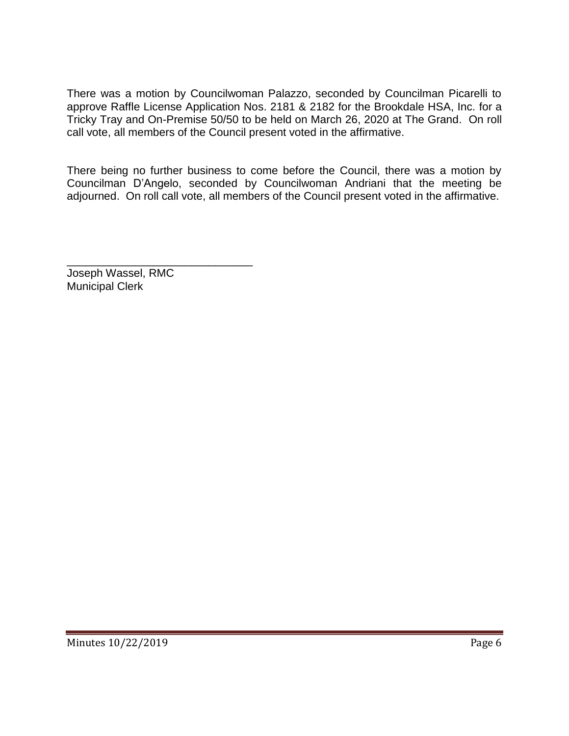There was a motion by Councilwoman Palazzo, seconded by Councilman Picarelli to approve Raffle License Application Nos. 2181 & 2182 for the Brookdale HSA, Inc. for a Tricky Tray and On-Premise 50/50 to be held on March 26, 2020 at The Grand. On roll call vote, all members of the Council present voted in the affirmative.

There being no further business to come before the Council, there was a motion by Councilman D'Angelo, seconded by Councilwoman Andriani that the meeting be adjourned. On roll call vote, all members of the Council present voted in the affirmative.

\_\_\_\_\_\_\_\_\_\_\_\_\_\_\_\_\_\_\_\_\_\_\_\_\_\_\_\_\_\_\_
Joseph Wassel, RMC
Municipal Clerk